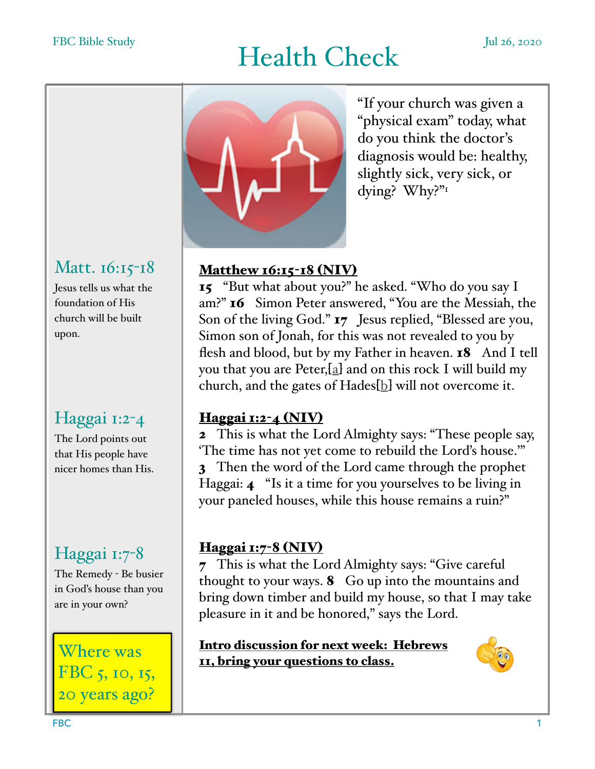# Health Check

FBC Bible Study — Jul 26, 2020

"If your church was given a "physical exam" today, what do you think the doctor's diagnosis would be: healthy, slightly sick, very sick, or dying? Why?"[1]

## Matt. 16:15-18

Jesus tells us what the foundation of His church will be built upon.

**Matthew 16:15-18 (NIV)**

**15** "But what about you?" he asked. "Who do you say I am?" **16** Simon Peter answered, "You are the Messiah, the Son of the living God." **17** Jesus replied, "Blessed are you, Simon son of Jonah, for this was not revealed to you by flesh and blood, but by my Father in heaven. **18** And I tell you that you are Peter,[a] and on this rock I will build my church, and the gates of Hades[b] will not overcome it.

## Haggai 1:2-4

The Lord points out that His people have nicer homes than His.

**Haggai 1:2-4 (NIV)**

**2** This is what the Lord Almighty says: "These people say, 'The time has not yet come to rebuild the Lord's house.'" **3** Then the word of the Lord came through the prophet Haggai: **4** "Is it a time for you yourselves to be living in your paneled houses, while this house remains a ruin?"

## Haggai 1:7-8

The Remedy - Be busier in God's house than you are in your own?

**Haggai 1:7-8 (NIV)**

**7** This is what the Lord Almighty says: "Give careful thought to your ways. **8** Go up into the mountains and bring down timber and build my house, so that I may take pleasure in it and be honored," says the Lord.

Where was FBC 5, 10, 15, 20 years ago?

**Intro discussion for next week: Hebrews 11, bring your questions to class.**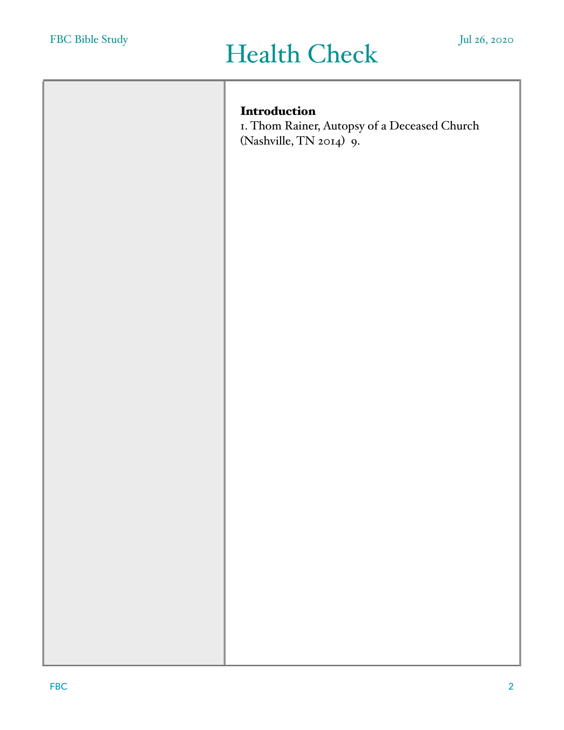# Health Check

**Introduction**

1. Thom Rainer, Autopsy of a Deceased Church (Nashville, TN 2014) 9.